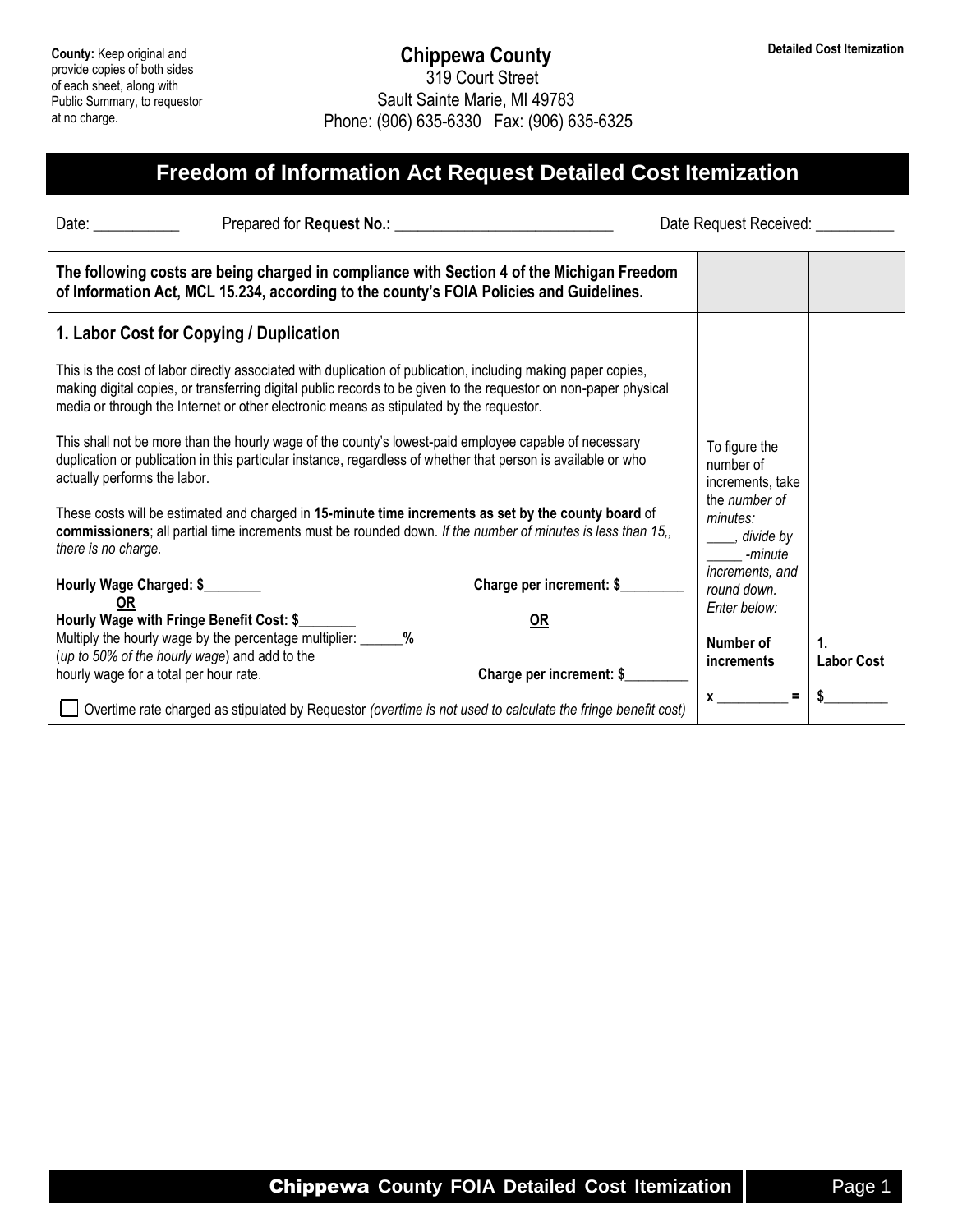**County:** Keep original and provide copies of both sides of each sheet, along with Public Summary, to requestor at no charge.

**Chippewa County**
319 Court Street
Sault Sainte Marie, MI 49783
Phone: (906) 635-6330 Fax: (906) 635-6325

**Detailed Cost Itemization**

# Freedom of Information Act Request Detailed Cost Itemization

Date: ___________ Prepared for **Request No.:** ____________________________ Date Request Received: __________

| | | |
|---|---|---|
| **The following costs are being charged in compliance with Section 4 of the Michigan Freedom of Information Act, MCL 15.234, according to the county's FOIA Policies and Guidelines.** | | |
| **1. Labor Cost for Copying / Duplication**<br><br>This is the cost of labor directly associated with duplication of publication, including making paper copies, making digital copies, or transferring digital public records to be given to the requestor on non-paper physical media or through the Internet or other electronic means as stipulated by the requestor.<br><br>This shall not be more than the hourly wage of the county's lowest-paid employee capable of necessary duplication or publication in this particular instance, regardless of whether that person is available or who actually performs the labor.<br><br>These costs will be estimated and charged in **15-minute time increments as set by the county board of commissioners**; all partial time increments must be rounded down. *If the number of minutes is less than 15,, there is no charge.*<br><br>**Hourly Wage Charged: $________** **Charge per increment: $_________**<br>**OR** **OR**<br>**Hourly Wage with Fringe Benefit Cost: $________**<br>Multiply the hourly wage by the percentage multiplier: ______**%**<br>(*up to 50% of the hourly wage*) and add to the hourly wage for a total per hour rate. **Charge per increment: $_________**<br><br>☐ Overtime rate charged as stipulated by Requestor *(overtime is not used to calculate the fringe benefit cost)* | To figure the number of increments, take the *number of minutes:* ____, *divide by* _____ *-minute increments, and round down. Enter below:*<br><br>**Number of increments**<br><br>**x __________ =** | **1. Labor Cost**<br><br>**$_________** |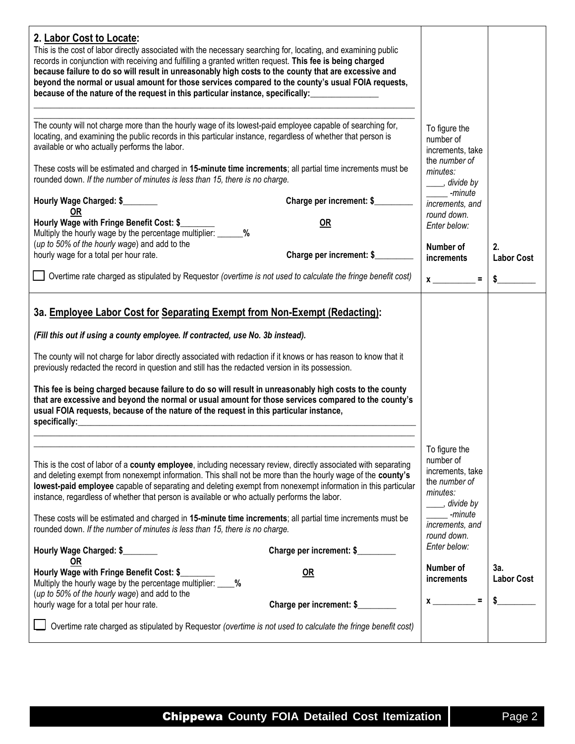## 2. Labor Cost to Locate:

This is the cost of labor directly associated with the necessary searching for, locating, and examining public records in conjunction with receiving and fulfilling a granted written request. **This fee is being charged because failure to do so will result in unreasonably high costs to the county that are excessive and beyond the normal or usual amount for those services compared to the county's usual FOIA requests, because of the nature of the request in this particular instance, specifically:**________________

______________________________________________________________________________________

______________________________________________________________________________________

The county will not charge more than the hourly wage of its lowest-paid employee capable of searching for, locating, and examining the public records in this particular instance, regardless of whether that person is available or who actually performs the labor.

These costs will be estimated and charged in **15-minute time increments**; all partial time increments must be rounded down. *If the number of minutes is less than 15, there is no charge.*

**Hourly Wage Charged: $________** — **Charge per increment: $_________**

**OR**

**Hourly Wage with Fringe Benefit Cost: $________**
Multiply the hourly wage by the percentage multiplier: ______%
(*up to 50% of the hourly wage*) and add to the hourly wage for a total per hour rate. — **Charge per increment: $_________**

☐ Overtime rate charged as stipulated by Requestor *(overtime is not used to calculate the fringe benefit cost)*

To figure the number of increments, take the *number of minutes:* ____, *divide by* _____ *-minute increments, and round down. Enter below:*

| Number of increments | 2. Labor Cost |
|---|---|
| x __________ = | $_________ |

## 3a. Employee Labor Cost for Separating Exempt from Non-Exempt (Redacting):

***(Fill this out if using a county employee. If contracted, use No. 3b instead).***

The county will not charge for labor directly associated with redaction if it knows or has reason to know that it previously redacted the record in question and still has the redacted version in its possession.

**This fee is being charged because failure to do so will result in unreasonably high costs to the county that are excessive and beyond the normal or usual amount for those services compared to the county's usual FOIA requests, because of the nature of the request in this particular instance, specifically:**______________________________________________________________________

______________________________________________________________________________________

______________________________________________________________________________________

This is the cost of labor of a **county employee**, including necessary review, directly associated with separating and deleting exempt from nonexempt information. This shall not be more than the hourly wage of the **county's lowest-paid employee** capable of separating and deleting exempt from nonexempt information in this particular instance, regardless of whether that person is available or who actually performs the labor.

These costs will be estimated and charged in **15-minute time increments**; all partial time increments must be rounded down. *If the number of minutes is less than 15, there is no charge.*

**Hourly Wage Charged: $________** — **Charge per increment: $_________**

**OR**

**Hourly Wage with Fringe Benefit Cost: $________**
Multiply the hourly wage by the percentage multiplier: ____%
(*up to 50% of the hourly wage*) and add to the hourly wage for a total per hour rate. — **Charge per increment: $_________**

☐ Overtime rate charged as stipulated by Requestor *(overtime is not used to calculate the fringe benefit cost)*

To figure the number of increments, take the *number of minutes:* ____, *divide by* _____ *-minute increments, and round down. Enter below:*

| Number of increments | 3a. Labor Cost |
|---|---|
| x __________ = | $_________ |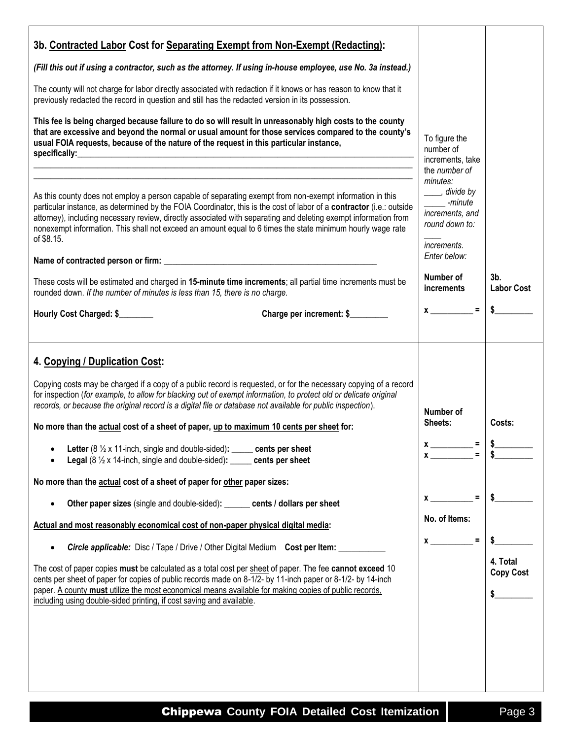## 3b. Contracted Labor Cost for Separating Exempt from Non-Exempt (Redacting):

***(Fill this out if using a contractor, such as the attorney. If using in-house employee, use No. 3a instead.)***

The county will not charge for labor directly associated with redaction if it knows or has reason to know that it previously redacted the record in question and still has the redacted version in its possession.

**This fee is being charged because failure to do so will result in unreasonably high costs to the county that are excessive and beyond the normal or usual amount for those services compared to the county's usual FOIA requests, because of the nature of the request in this particular instance, specifically:**\_\_\_\_\_\_\_\_\_\_\_\_\_\_\_\_\_\_\_\_\_\_\_\_\_\_\_\_\_\_\_\_\_\_\_\_\_\_\_\_\_\_\_\_\_\_\_\_\_\_\_\_\_\_\_\_\_\_\_\_\_\_\_\_\_\_\_\_\_\_\_\_\_\_

\_\_\_\_\_\_\_\_\_\_\_\_\_\_\_\_\_\_\_\_\_\_\_\_\_\_\_\_\_\_\_\_\_\_\_\_\_\_\_\_\_\_\_\_\_\_\_\_\_\_\_\_\_\_\_\_\_\_\_\_\_\_\_\_\_\_\_\_\_\_\_\_\_\_\_\_\_\_\_\_\_\_\_\_\_\_

\_\_\_\_\_\_\_\_\_\_\_\_\_\_\_\_\_\_\_\_\_\_\_\_\_\_\_\_\_\_\_\_\_\_\_\_\_\_\_\_\_\_\_\_\_\_\_\_\_\_\_\_\_\_\_\_\_\_\_\_\_\_\_\_\_\_\_\_\_\_\_\_\_\_\_\_\_\_\_\_\_\_\_\_\_\_

As this county does not employ a person capable of separating exempt from non-exempt information in this particular instance, as determined by the FOIA Coordinator, this is the cost of labor of a **contractor** (i.e.: outside attorney), including necessary review, directly associated with separating and deleting exempt information from nonexempt information. This shall not exceed an amount equal to 6 times the state minimum hourly wage rate of $8.15.

**Name of contracted person or firm:** \_\_\_\_\_\_\_\_\_\_\_\_\_\_\_\_\_\_\_\_\_\_\_\_\_\_\_\_\_\_\_\_\_\_\_\_\_\_\_\_\_\_\_\_\_\_\_\_\_\_\_\_

These costs will be estimated and charged in **15-minute time increments**; all partial time increments must be rounded down. *If the number of minutes is less than 15, there is no charge.*

**Hourly Cost Charged: $**\_\_\_\_\_\_\_\_ **Charge per increment: $**\_\_\_\_\_\_\_\_\_

To figure the number of increments, take the *number of minutes:* \_\_\_\_, *divide by* \_\_\_\_\_ *-minute increments, and round down to:* \_\_\_\_ *increments. Enter below:*

| Number of increments | 3b. Labor Cost |
|---|---|
| x \_\_\_\_\_\_\_\_\_\_ = | $\_\_\_\_\_\_\_\_\_ |

## 4. Copying / Duplication Cost:

Copying costs may be charged if a copy of a public record is requested, or for the necessary copying of a record for inspection (*for example, to allow for blacking out of exempt information, to protect old or delicate original records, or because the original record is a digital file or database not available for public inspection*).

**No more than the <u>actual</u> cost of a sheet of paper, <u>up to maximum 10 cents per sheet</u> for:**

- **Letter** (8 ½ x 11-inch, single and double-sided)**:** \_\_\_\_\_ **cents per sheet**
- **Legal** (8 ½ x 14-inch, single and double-sided)**:** \_\_\_\_\_ **cents per sheet**

**No more than the <u>actual</u> cost of a sheet of paper for <u>other</u> paper sizes:**

- **Other paper sizes** (single and double-sided)**:** \_\_\_\_\_\_ **cents / dollars per sheet**

**<u>Actual and most reasonably economical cost of non-paper physical digital media</u>:**

- ***Circle applicable:*** Disc / Tape / Drive / Other Digital Medium **Cost per Item:** \_\_\_\_\_\_\_\_\_\_\_

The cost of paper copies **must** be calculated as a total cost per <u>sheet</u> of paper. The fee **cannot exceed** 10 cents per sheet of paper for copies of public records made on 8-1/2- by 11-inch paper or 8-1/2- by 14-inch paper. <u>A county **must** utilize the most economical means available for making copies of public records, including using double-sided printing, if cost saving and available</u>.

| Number of Sheets: | Costs: |
|---|---|
| x \_\_\_\_\_\_\_\_\_\_ = | $\_\_\_\_\_\_\_\_\_ |
| x \_\_\_\_\_\_\_\_\_\_ = | $\_\_\_\_\_\_\_\_\_ |
| x \_\_\_\_\_\_\_\_\_\_ = | $\_\_\_\_\_\_\_\_\_ |
| **No. of Items:** | |
| x \_\_\_\_\_\_\_\_\_\_ = | $\_\_\_\_\_\_\_\_\_ |
| | **4. Total Copy Cost** $\_\_\_\_\_\_\_\_\_ |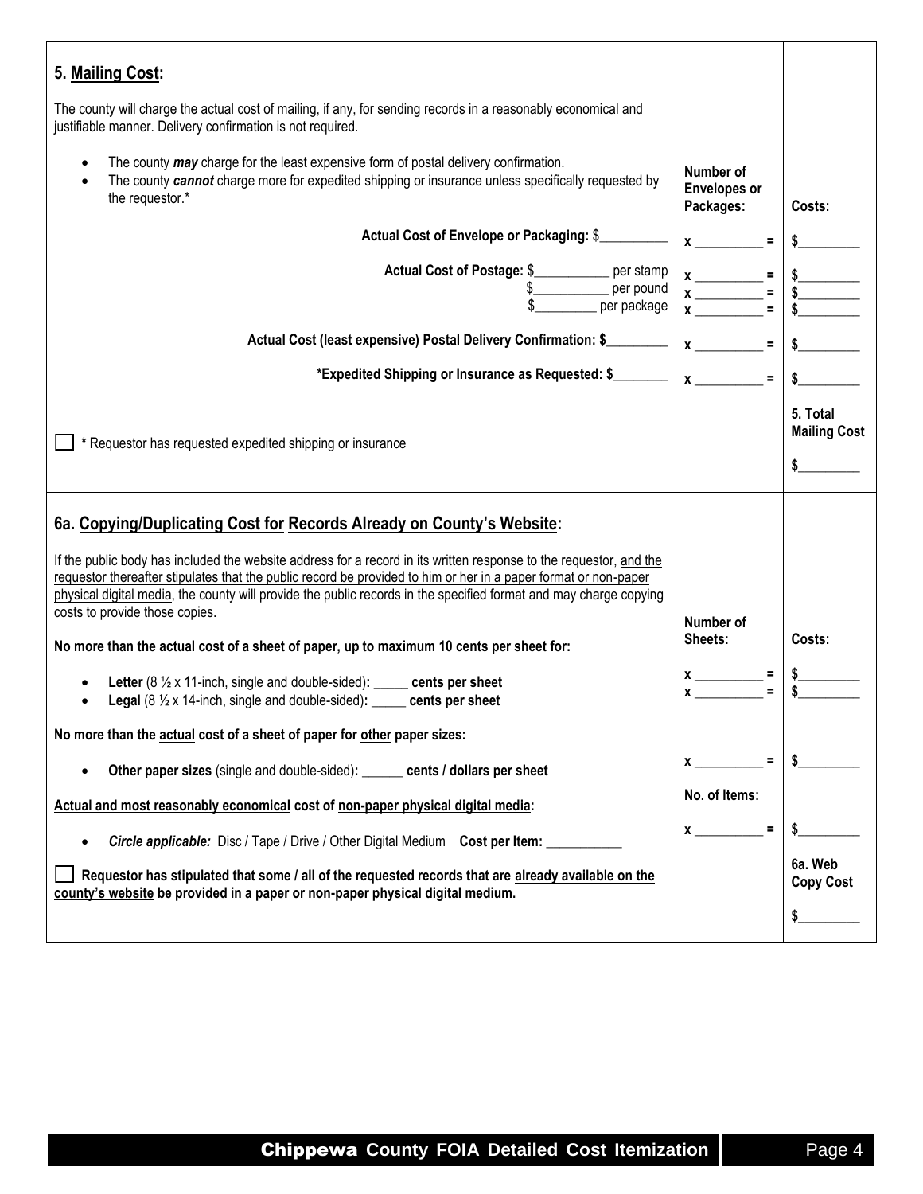## 5. Mailing Cost:

The county will charge the actual cost of mailing, if any, for sending records in a reasonably economical and justifiable manner. Delivery confirmation is not required.

- The county ***may*** charge for the least expensive form of postal delivery confirmation.
- The county ***cannot*** charge more for expedited shipping or insurance unless specifically requested by the requestor.*

| | Number of Envelopes or Packages: | Costs: |
|---|---|---|
| **Actual Cost of Envelope or Packaging:** $__________ | x __________ = | $_________ |
| **Actual Cost of Postage:** $___________ per stamp | x __________ = | $_________ |
| $___________ per pound | x __________ = | $_________ |
| $_________ per package | x __________ = | $_________ |
| **Actual Cost (least expensive) Postal Delivery Confirmation: $**_________ | x __________ = | $_________ |
| ***Expedited Shipping or Insurance as Requested: $**________ | x __________ = | $_________ |
| ☐ * Requestor has requested expedited shipping or insurance | | **5. Total Mailing Cost** $_________ |

## 6a. Copying/Duplicating Cost for Records Already on County's Website:

If the public body has included the website address for a record in its written response to the requestor, and the requestor thereafter stipulates that the public record be provided to him or her in a paper format or non-paper physical digital media, the county will provide the public records in the specified format and may charge copying costs to provide those copies.

| | Number of Sheets: | Costs: |
|---|---|---|
| **No more than the actual cost of a sheet of paper, up to maximum 10 cents per sheet for:** | | |
| • **Letter** (8 ½ x 11-inch, single and double-sided)**:** _____ **cents per sheet** | x __________ = | $_________ |
| • **Legal** (8 ½ x 14-inch, single and double-sided)**:** _____ **cents per sheet** | x __________ = | $_________ |
| **No more than the actual cost of a sheet of paper for other paper sizes:** | | |
| • **Other paper sizes** (single and double-sided)**:** ______ **cents / dollars per sheet** | x __________ = | $_________ |
| **Actual and most reasonably economical cost of non-paper physical digital media:** | No. of Items: | |
| • ***Circle applicable:*** Disc / Tape / Drive / Other Digital Medium **Cost per Item:** ___________ | x __________ = | $_________ |
| ☐ **Requestor has stipulated that some / all of the requested records that are already available on the county's website be provided in a paper or non-paper physical digital medium.** | | **6a. Web Copy Cost** $_________ |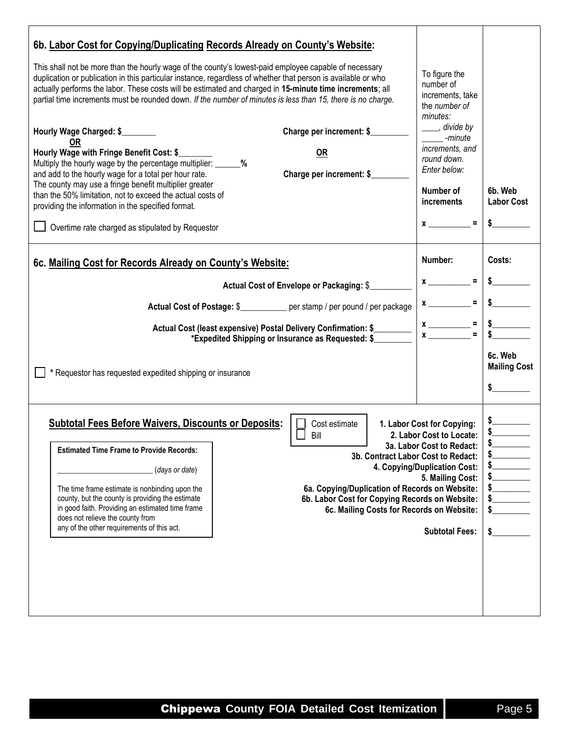## 6b. Labor Cost for Copying/Duplicating Records Already on County's Website:

This shall not be more than the hourly wage of the county's lowest-paid employee capable of necessary duplication or publication in this particular instance, regardless of whether that person is available or who actually performs the labor. These costs will be estimated and charged in **15-minute time increments**; all partial time increments must be rounded down. *If the number of minutes is less than 15, there is no charge.*

*To figure the number of increments, take the number of minutes: \_\_\_\_, divide by \_\_\_\_\_ -minute increments, and round down. Enter below:*

**Hourly Wage Charged: $\_\_\_\_\_\_\_\_** — **Charge per increment: $\_\_\_\_\_\_\_\_\_**

**OR**

**Hourly Wage with Fringe Benefit Cost: $\_\_\_\_\_\_\_\_** — **OR** — **Charge per increment: $\_\_\_\_\_\_\_\_\_**

Multiply the hourly wage by the percentage multiplier: \_\_\_\_\_\_**%** and add to the hourly wage for a total per hour rate. The county may use a fringe benefit multiplier greater than the 50% limitation, not to exceed the actual costs of providing the information in the specified format.

☐ Overtime rate charged as stipulated by Requestor

| Number of increments | 6b. Web Labor Cost |
|---|---|
| x \_\_\_\_\_\_\_\_\_\_ = | $\_\_\_\_\_\_\_\_\_ |

## 6c. Mailing Cost for Records Already on County's Website:

| | Number: | Costs: |
|---|---|---|
| **Actual Cost of Envelope or Packaging:** $\_\_\_\_\_\_\_\_\_\_ | x \_\_\_\_\_\_\_\_\_\_ = | $\_\_\_\_\_\_\_\_\_ |
| **Actual Cost of Postage:** $\_\_\_\_\_\_\_\_\_\_\_ per stamp / per pound / per package | x \_\_\_\_\_\_\_\_\_\_ = | $\_\_\_\_\_\_\_\_\_ |
| **Actual Cost (least expensive) Postal Delivery Confirmation: $**\_\_\_\_\_\_\_\_\_ | x \_\_\_\_\_\_\_\_\_\_ = | $\_\_\_\_\_\_\_\_\_ |
| ***Expedited Shipping or Insurance as Requested: $**\_\_\_\_\_\_\_\_\_ | x \_\_\_\_\_\_\_\_\_\_ = | $\_\_\_\_\_\_\_\_\_ |
| ☐ * Requestor has requested expedited shipping or insurance | | **6c. Web Mailing Cost** $\_\_\_\_\_\_\_\_\_ |

## Subtotal Fees Before Waivers, Discounts or Deposits:

☐ Cost estimate
☐ Bill

| | |
|---|---|
| **1. Labor Cost for Copying:** | $\_\_\_\_\_\_\_\_\_ |
| **2. Labor Cost to Locate:** | $\_\_\_\_\_\_\_\_\_ |
| **3a. Labor Cost to Redact:** | $\_\_\_\_\_\_\_\_\_ |
| **3b. Contract Labor Cost to Redact:** | $\_\_\_\_\_\_\_\_\_ |
| **4. Copying/Duplication Cost:** | $\_\_\_\_\_\_\_\_\_ |
| **5. Mailing Cost:** | $\_\_\_\_\_\_\_\_\_ |
| **6a. Copying/Duplication of Records on Website:** | $\_\_\_\_\_\_\_\_\_ |
| **6b. Labor Cost for Copying Records on Website:** | $\_\_\_\_\_\_\_\_\_ |
| **6c. Mailing Costs for Records on Website:** | $\_\_\_\_\_\_\_\_\_ |
| **Subtotal Fees:** | $\_\_\_\_\_\_\_\_\_ |

**Estimated Time Frame to Provide Records:**

\_\_\_\_\_\_\_\_\_\_\_\_\_\_\_\_\_\_\_\_\_\_\_\_ (*days or date*)

The time frame estimate is nonbinding upon the county, but the county is providing the estimate in good faith. Providing an estimated time frame does not relieve the county from any of the other requirements of this act.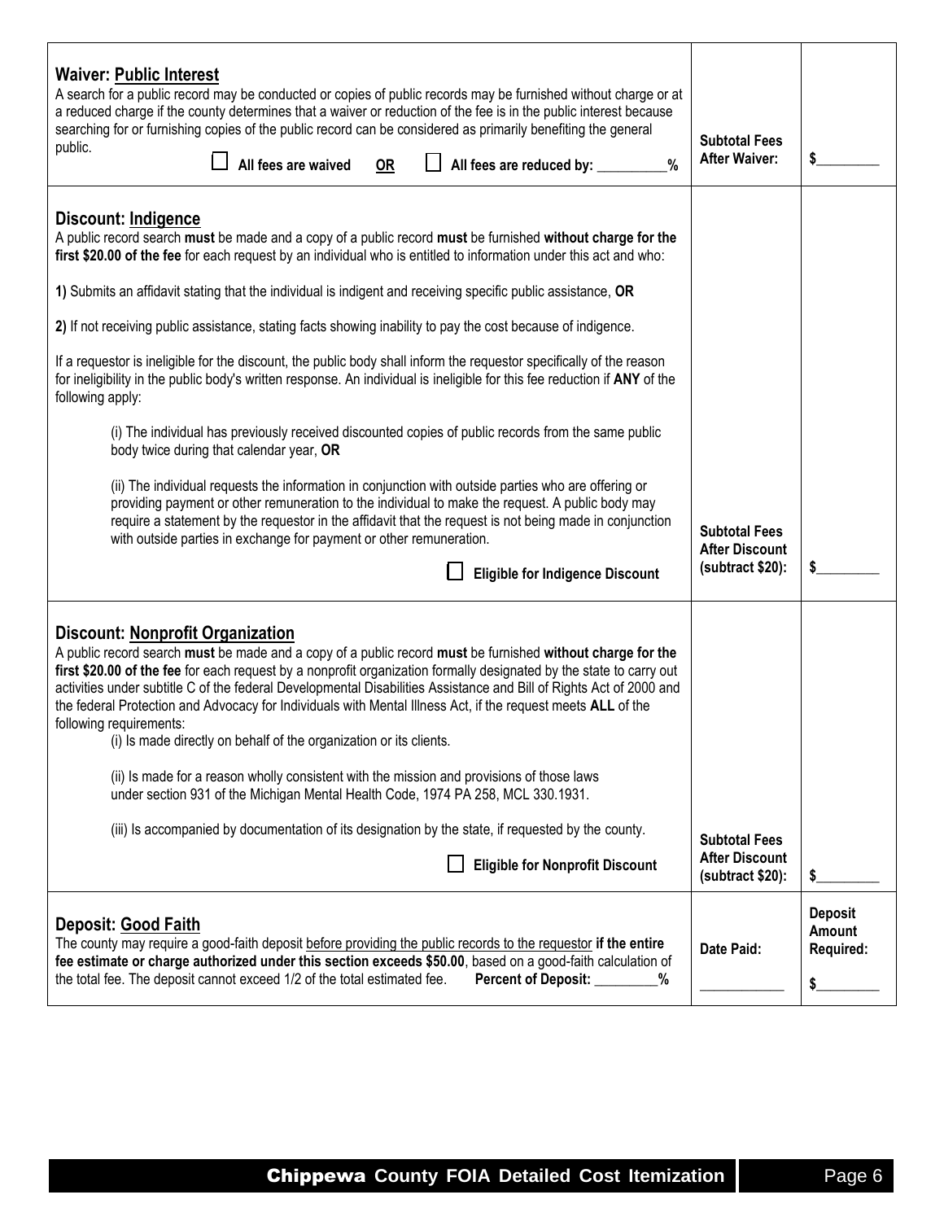| | | |
|---|---|---|
| **Waiver: Public Interest**<br>A search for a public record may be conducted or copies of public records may be furnished without charge or at a reduced charge if the county determines that a waiver or reduction of the fee is in the public interest because searching for or furnishing copies of the public record can be considered as primarily benefiting the general public.<br>☐ **All fees are waived** **OR** ☐ **All fees are reduced by: __________%** | **Subtotal Fees After Waiver:** | **$_________** |
| **Discount: Indigence**<br>A public record search **must** be made and a copy of a public record **must** be furnished **without charge for the first $20.00 of the fee** for each request by an individual who is entitled to information under this act and who:<br>**1)** Submits an affidavit stating that the individual is indigent and receiving specific public assistance, **OR**<br>**2)** If not receiving public assistance, stating facts showing inability to pay the cost because of indigence.<br>If a requestor is ineligible for the discount, the public body shall inform the requestor specifically of the reason for ineligibility in the public body's written response. An individual is ineligible for this fee reduction if **ANY** of the following apply:<br>(i) The individual has previously received discounted copies of public records from the same public body twice during that calendar year, **OR**<br>(ii) The individual requests the information in conjunction with outside parties who are offering or providing payment or other remuneration to the individual to make the request. A public body may require a statement by the requestor in the affidavit that the request is not being made in conjunction with outside parties in exchange for payment or other remuneration.<br>☐ **Eligible for Indigence Discount** | **Subtotal Fees After Discount (subtract $20):** | **$_________** |
| **Discount: Nonprofit Organization**<br>A public record search **must** be made and a copy of a public record **must** be furnished **without charge for the first $20.00 of the fee** for each request by a nonprofit organization formally designated by the state to carry out activities under subtitle C of the federal Developmental Disabilities Assistance and Bill of Rights Act of 2000 and the federal Protection and Advocacy for Individuals with Mental Illness Act, if the request meets **ALL** of the following requirements:<br>(i) Is made directly on behalf of the organization or its clients.<br>(ii) Is made for a reason wholly consistent with the mission and provisions of those laws under section 931 of the Michigan Mental Health Code, 1974 PA 258, MCL 330.1931.<br>(iii) Is accompanied by documentation of its designation by the state, if requested by the county.<br>☐ **Eligible for Nonprofit Discount** | **Subtotal Fees After Discount (subtract $20):** | **$_________** |
| **Deposit: Good Faith**<br>The county may require a good-faith deposit before providing the public records to the requestor **if the entire fee estimate or charge authorized under this section exceeds $50.00**, based on a good-faith calculation of the total fee. The deposit cannot exceed 1/2 of the total estimated fee. **Percent of Deposit: _________%** | **Date Paid:**<br>____________ | **Deposit Amount Required:**<br>**$_________** |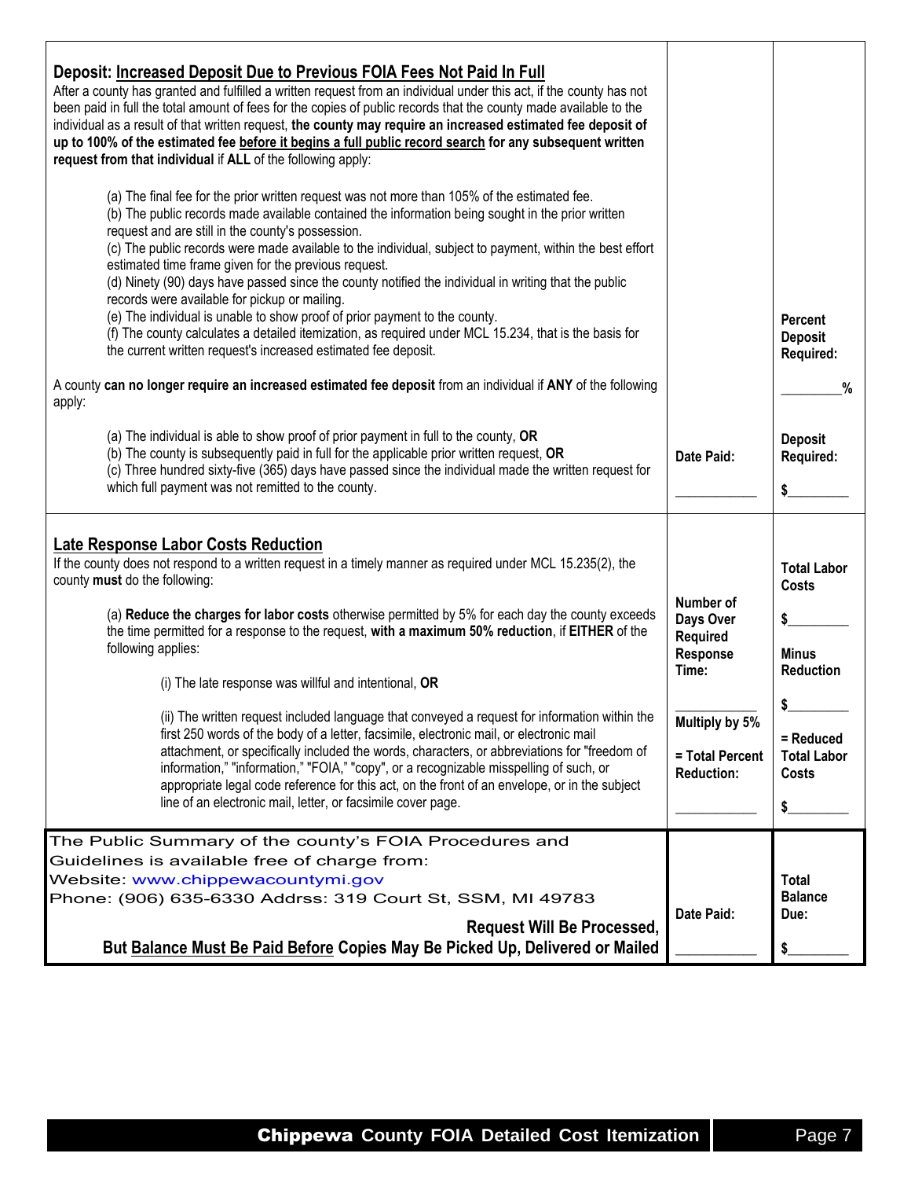| | | |
|---|---|---|
| **Deposit: Increased Deposit Due to Previous FOIA Fees Not Paid In Full**<br>After a county has granted and fulfilled a written request from an individual under this act, if the county has not been paid in full the total amount of fees for the copies of public records that the county made available to the individual as a result of that written request, **the county may require an increased estimated fee deposit of up to 100% of the estimated fee before it begins a full public record search for any subsequent written request from that individual** if **ALL** of the following apply:<br><br>(a) The final fee for the prior written request was not more than 105% of the estimated fee.<br>(b) The public records made available contained the information being sought in the prior written request and are still in the county's possession.<br>(c) The public records were made available to the individual, subject to payment, within the best effort estimated time frame given for the previous request.<br>(d) Ninety (90) days have passed since the county notified the individual in writing that the public records were available for pickup or mailing.<br>(e) The individual is unable to show proof of prior payment to the county.<br>(f) The county calculates a detailed itemization, as required under MCL 15.234, that is the basis for the current written request's increased estimated fee deposit.<br><br>A county **can no longer require an increased estimated fee deposit** from an individual if **ANY** of the following apply:<br><br>(a) The individual is able to show proof of prior payment in full to the county, **OR**<br>(b) The county is subsequently paid in full for the applicable prior written request, **OR**<br>(c) Three hundred sixty-five (365) days have passed since the individual made the written request for which full payment was not remitted to the county. | **Date Paid:**<br><br>___________ | **Percent Deposit Required:**<br><br>_________%<br><br>**Deposit Required:**<br><br>$________ |
| **Late Response Labor Costs Reduction**<br>If the county does not respond to a written request in a timely manner as required under MCL 15.235(2), the county **must** do the following:<br><br>(a) **Reduce the charges for labor costs** otherwise permitted by 5% for each day the county exceeds the time permitted for a response to the request, **with a maximum 50% reduction**, if **EITHER** of the following applies:<br><br>(i) The late response was willful and intentional, **OR**<br><br>(ii) The written request included language that conveyed a request for information within the first 250 words of the body of a letter, facsimile, electronic mail, or electronic mail attachment, or specifically included the words, characters, or abbreviations for "freedom of information," "information," "FOIA," "copy", or a recognizable misspelling of such, or appropriate legal code reference for this act, on the front of an envelope, or in the subject line of an electronic mail, letter, or facsimile cover page. | **Number of Days Over Required Response Time:**<br><br>___________<br><br>**Multiply by 5%**<br><br>**= Total Percent Reduction:**<br><br>___________ | **Total Labor Costs**<br><br>$________<br><br>**Minus Reduction**<br><br>$________<br><br>**= Reduced Total Labor Costs**<br><br>$________ |
| The Public Summary of the county's FOIA Procedures and Guidelines is available free of charge from:<br>Website: www.chippewacountymi.gov<br>Phone: (906) 635-6330 Addrss: 319 Court St, SSM, MI 49783<br><br>**Request Will Be Processed, But Balance Must Be Paid Before Copies May Be Picked Up, Delivered or Mailed** | **Date Paid:**<br><br>___________ | **Total Balance Due:**<br><br>$________ |